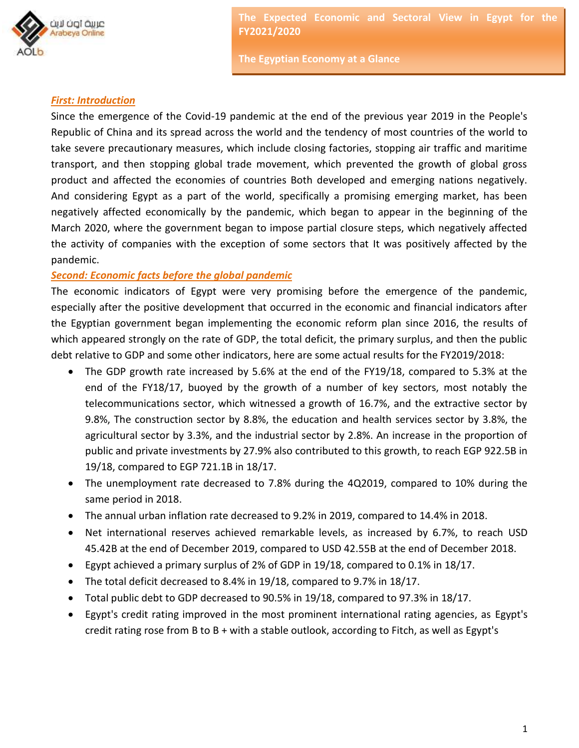# The Expected Economic and Sectoral View in Egypt for the FY2021/2020

## The Egyptian Economy at a Glance

### *First: Introduction*

Since the emergence of the Covid-19 pandemic at the end of the previous year 2019 in the People's Republic of China and its spread across the world and the tendency of most countries of the world to take severe precautionary measures, which include closing factories, stopping air traffic and maritime transport, and then stopping global trade movement, which prevented the growth of global gross product and affected the economies of countries Both developed and emerging nations negatively. And considering Egypt as a part of the world, specifically a promising emerging market, has been negatively affected economically by the pandemic, which began to appear in the beginning of the March 2020, where the government began to impose partial closure steps, which negatively affected the activity of companies with the exception of some sectors that It was positively affected by the pandemic.

### *Second: Economic facts before the global pandemic*

The economic indicators of Egypt were very promising before the emergence of the pandemic, especially after the positive development that occurred in the economic and financial indicators after the Egyptian government began implementing the economic reform plan since 2016, the results of which appeared strongly on the rate of GDP, the total deficit, the primary surplus, and then the public debt relative to GDP and some other indicators, here are some actual results for the FY2019/2018:

- The GDP growth rate increased by 5.6% at the end of the FY19/18, compared to 5.3% at the end of the FY18/17, buoyed by the growth of a number of key sectors, most notably the telecommunications sector, which witnessed a growth of 16.7%, and the extractive sector by 9.8%, The construction sector by 8.8%, the education and health services sector by 3.8%, the agricultural sector by 3.3%, and the industrial sector by 2.8%. An increase in the proportion of public and private investments by 27.9% also contributed to this growth, to reach EGP 922.5B in 19/18, compared to EGP 721.1B in 18/17.
- The unemployment rate decreased to 7.8% during the 4Q2019, compared to 10% during the same period in 2018.
- The annual urban inflation rate decreased to 9.2% in 2019, compared to 14.4% in 2018.
- Net international reserves achieved remarkable levels, as increased by 6.7%, to reach USD 45.42B at the end of December 2019, compared to USD 42.55B at the end of December 2018.
- Egypt achieved a primary surplus of 2% of GDP in 19/18, compared to 0.1% in 18/17.
- The total deficit decreased to 8.4% in 19/18, compared to 9.7% in 18/17.
- Total public debt to GDP decreased to 90.5% in 19/18, compared to 97.3% in 18/17.
- Egypt's credit rating improved in the most prominent international rating agencies, as Egypt's credit rating rose from B to B + with a stable outlook, according to Fitch, as well as Egypt's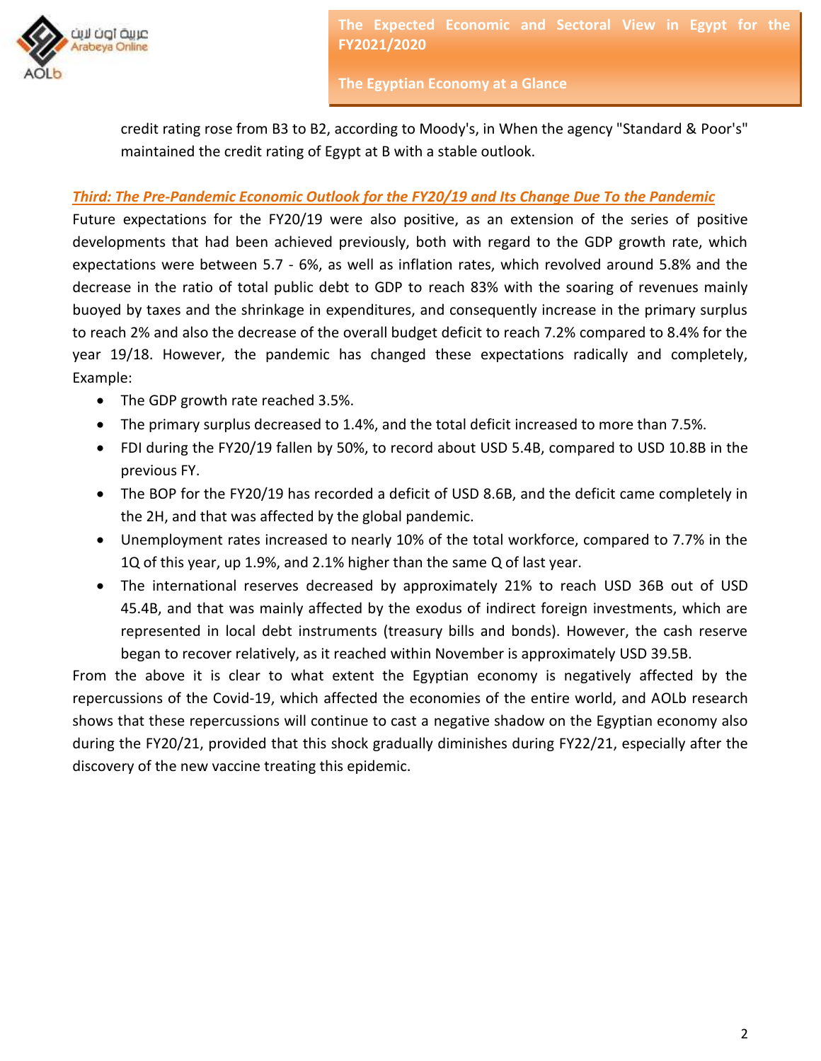credit rating rose from B3 to B2, according to Moody's, in When the agency "Standard & Poor's" maintained the credit rating of Egypt at B with a stable outlook.

### *Third: The Pre-Pandemic Economic Outlook for the FY20/19 and Its Change Due To the Pandemic*

Future expectations for the FY20/19 were also positive, as an extension of the series of positive developments that had been achieved previously, both with regard to the GDP growth rate, which expectations were between 5.7 - 6%, as well as inflation rates, which revolved around 5.8% and the decrease in the ratio of total public debt to GDP to reach 83% with the soaring of revenues mainly buoyed by taxes and the shrinkage in expenditures, and consequently increase in the primary surplus to reach 2% and also the decrease of the overall budget deficit to reach 7.2% compared to 8.4% for the year 19/18. However, the pandemic has changed these expectations radically and completely, Example:

- The GDP growth rate reached 3.5%.
- The primary surplus decreased to 1.4%, and the total deficit increased to more than 7.5%.
- FDI during the FY20/19 fallen by 50%, to record about USD 5.4B, compared to USD 10.8B in the previous FY.
- The BOP for the FY20/19 has recorded a deficit of USD 8.6B, and the deficit came completely in the 2H, and that was affected by the global pandemic.
- Unemployment rates increased to nearly 10% of the total workforce, compared to 7.7% in the 1Q of this year, up 1.9%, and 2.1% higher than the same Q of last year.
- The international reserves decreased by approximately 21% to reach USD 36B out of USD 45.4B, and that was mainly affected by the exodus of indirect foreign investments, which are represented in local debt instruments (treasury bills and bonds). However, the cash reserve began to recover relatively, as it reached within November is approximately USD 39.5B.

From the above it is clear to what extent the Egyptian economy is negatively affected by the repercussions of the Covid-19, which affected the economies of the entire world, and AOLb research shows that these repercussions will continue to cast a negative shadow on the Egyptian economy also during the FY20/21, provided that this shock gradually diminishes during FY22/21, especially after the discovery of the new vaccine treating this epidemic.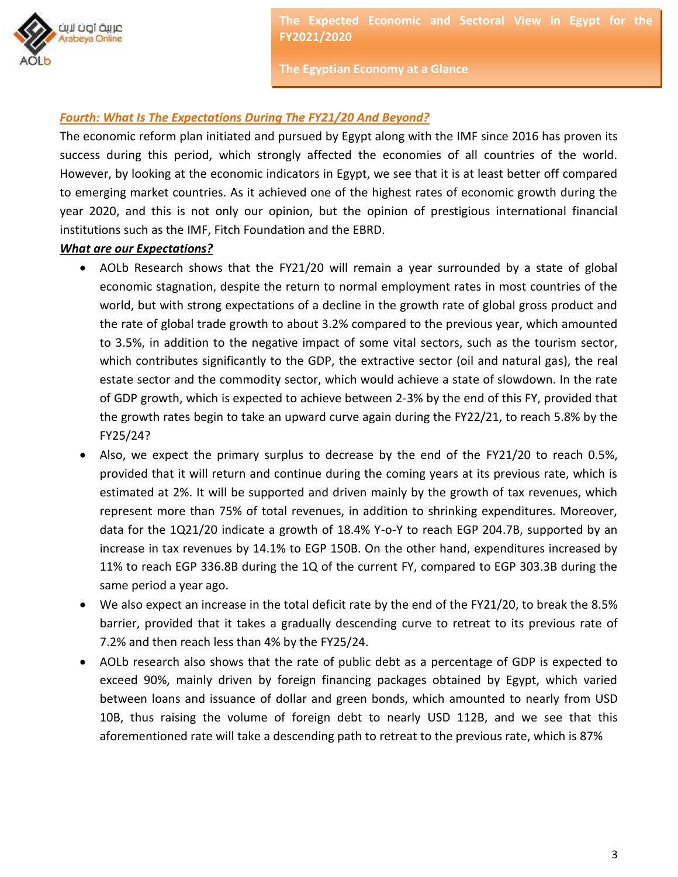### ***Fourth: What Is The Expectations During The FY21/20 And Beyond?***

The economic reform plan initiated and pursued by Egypt along with the IMF since 2016 has proven its success during this period, which strongly affected the economies of all countries of the world. However, by looking at the economic indicators in Egypt, we see that it is at least better off compared to emerging market countries. As it achieved one of the highest rates of economic growth during the year 2020, and this is not only our opinion, but the opinion of prestigious international financial institutions such as the IMF, Fitch Foundation and the EBRD.

***What are our Expectations?***

- AOLb Research shows that the FY21/20 will remain a year surrounded by a state of global economic stagnation, despite the return to normal employment rates in most countries of the world, but with strong expectations of a decline in the growth rate of global gross product and the rate of global trade growth to about 3.2% compared to the previous year, which amounted to 3.5%, in addition to the negative impact of some vital sectors, such as the tourism sector, which contributes significantly to the GDP, the extractive sector (oil and natural gas), the real estate sector and the commodity sector, which would achieve a state of slowdown. In the rate of GDP growth, which is expected to achieve between 2-3% by the end of this FY, provided that the growth rates begin to take an upward curve again during the FY22/21, to reach 5.8% by the FY25/24?
- Also, we expect the primary surplus to decrease by the end of the FY21/20 to reach 0.5%, provided that it will return and continue during the coming years at its previous rate, which is estimated at 2%. It will be supported and driven mainly by the growth of tax revenues, which represent more than 75% of total revenues, in addition to shrinking expenditures. Moreover, data for the 1Q21/20 indicate a growth of 18.4% Y-o-Y to reach EGP 204.7B, supported by an increase in tax revenues by 14.1% to EGP 150B. On the other hand, expenditures increased by 11% to reach EGP 336.8B during the 1Q of the current FY, compared to EGP 303.3B during the same period a year ago.
- We also expect an increase in the total deficit rate by the end of the FY21/20, to break the 8.5% barrier, provided that it takes a gradually descending curve to retreat to its previous rate of 7.2% and then reach less than 4% by the FY25/24.
- AOLb research also shows that the rate of public debt as a percentage of GDP is expected to exceed 90%, mainly driven by foreign financing packages obtained by Egypt, which varied between loans and issuance of dollar and green bonds, which amounted to nearly from USD 10B, thus raising the volume of foreign debt to nearly USD 112B, and we see that this aforementioned rate will take a descending path to retreat to the previous rate, which is 87%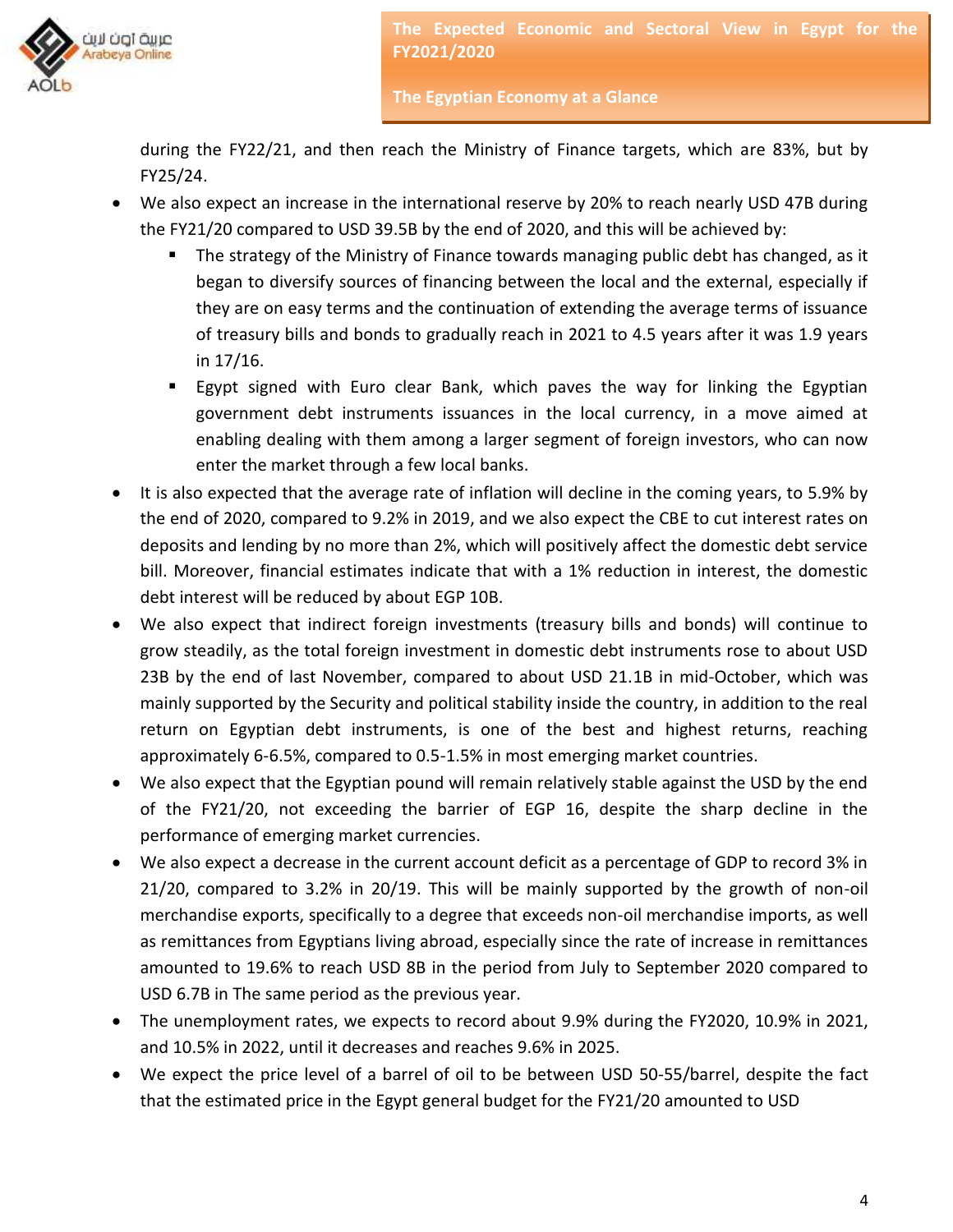during the FY22/21, and then reach the Ministry of Finance targets, which are 83%, but by FY25/24.

- We also expect an increase in the international reserve by 20% to reach nearly USD 47B during the FY21/20 compared to USD 39.5B by the end of 2020, and this will be achieved by:
  - The strategy of the Ministry of Finance towards managing public debt has changed, as it began to diversify sources of financing between the local and the external, especially if they are on easy terms and the continuation of extending the average terms of issuance of treasury bills and bonds to gradually reach in 2021 to 4.5 years after it was 1.9 years in 17/16.
  - Egypt signed with Euro clear Bank, which paves the way for linking the Egyptian government debt instruments issuances in the local currency, in a move aimed at enabling dealing with them among a larger segment of foreign investors, who can now enter the market through a few local banks.
- It is also expected that the average rate of inflation will decline in the coming years, to 5.9% by the end of 2020, compared to 9.2% in 2019, and we also expect the CBE to cut interest rates on deposits and lending by no more than 2%, which will positively affect the domestic debt service bill. Moreover, financial estimates indicate that with a 1% reduction in interest, the domestic debt interest will be reduced by about EGP 10B.
- We also expect that indirect foreign investments (treasury bills and bonds) will continue to grow steadily, as the total foreign investment in domestic debt instruments rose to about USD 23B by the end of last November, compared to about USD 21.1B in mid-October, which was mainly supported by the Security and political stability inside the country, in addition to the real return on Egyptian debt instruments, is one of the best and highest returns, reaching approximately 6-6.5%, compared to 0.5-1.5% in most emerging market countries.
- We also expect that the Egyptian pound will remain relatively stable against the USD by the end of the FY21/20, not exceeding the barrier of EGP 16, despite the sharp decline in the performance of emerging market currencies.
- We also expect a decrease in the current account deficit as a percentage of GDP to record 3% in 21/20, compared to 3.2% in 20/19. This will be mainly supported by the growth of non-oil merchandise exports, specifically to a degree that exceeds non-oil merchandise imports, as well as remittances from Egyptians living abroad, especially since the rate of increase in remittances amounted to 19.6% to reach USD 8B in the period from July to September 2020 compared to USD 6.7B in The same period as the previous year.
- The unemployment rates, we expects to record about 9.9% during the FY2020, 10.9% in 2021, and 10.5% in 2022, until it decreases and reaches 9.6% in 2025.
- We expect the price level of a barrel of oil to be between USD 50-55/barrel, despite the fact that the estimated price in the Egypt general budget for the FY21/20 amounted to USD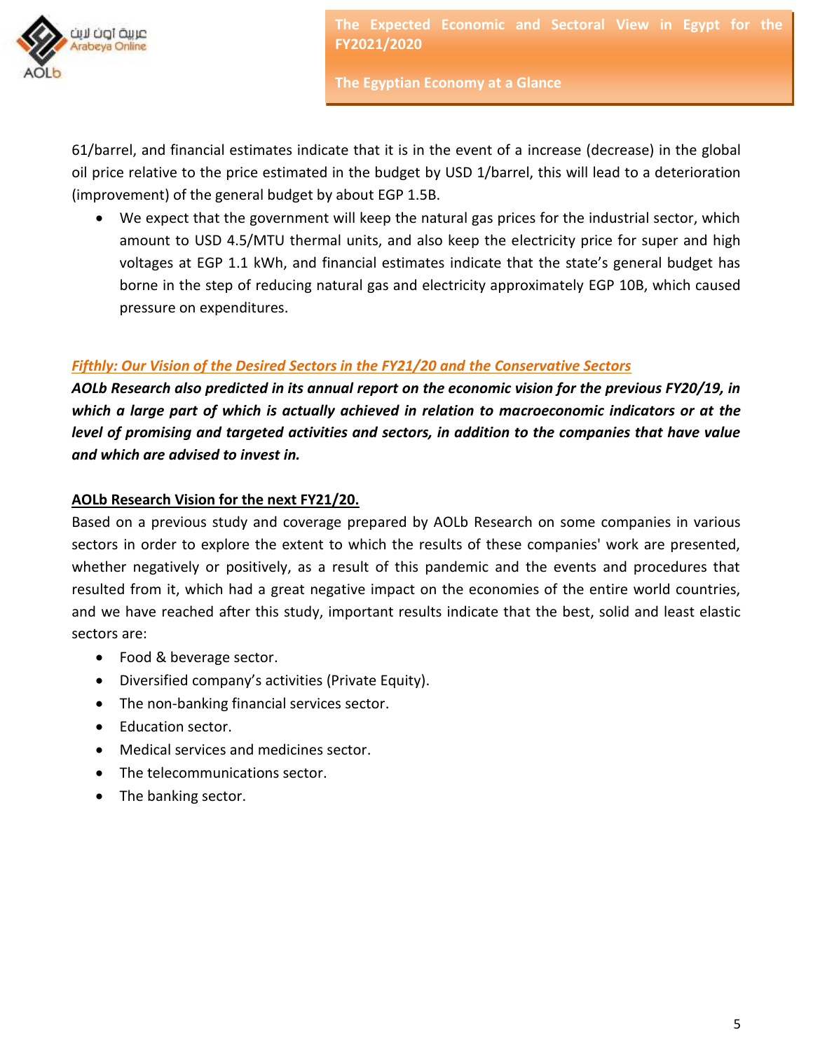61/barrel, and financial estimates indicate that it is in the event of a increase (decrease) in the global oil price relative to the price estimated in the budget by USD 1/barrel, this will lead to a deterioration (improvement) of the general budget by about EGP 1.5B.

- We expect that the government will keep the natural gas prices for the industrial sector, which amount to USD 4.5/MTU thermal units, and also keep the electricity price for super and high voltages at EGP 1.1 kWh, and financial estimates indicate that the state's general budget has borne in the step of reducing natural gas and electricity approximately EGP 10B, which caused pressure on expenditures.

## *Fifthly: Our Vision of the Desired Sectors in the FY21/20 and the Conservative Sectors*

***AOLb Research also predicted in its annual report on the economic vision for the previous FY20/19, in which a large part of which is actually achieved in relation to macroeconomic indicators or at the level of promising and targeted activities and sectors, in addition to the companies that have value and which are advised to invest in.***

### AOLb Research Vision for the next FY21/20.

Based on a previous study and coverage prepared by AOLb Research on some companies in various sectors in order to explore the extent to which the results of these companies' work are presented, whether negatively or positively, as a result of this pandemic and the events and procedures that resulted from it, which had a great negative impact on the economies of the entire world countries, and we have reached after this study, important results indicate that the best, solid and least elastic sectors are:

- Food & beverage sector.
- Diversified company's activities (Private Equity).
- The non-banking financial services sector.
- Education sector.
- Medical services and medicines sector.
- The telecommunications sector.
- The banking sector.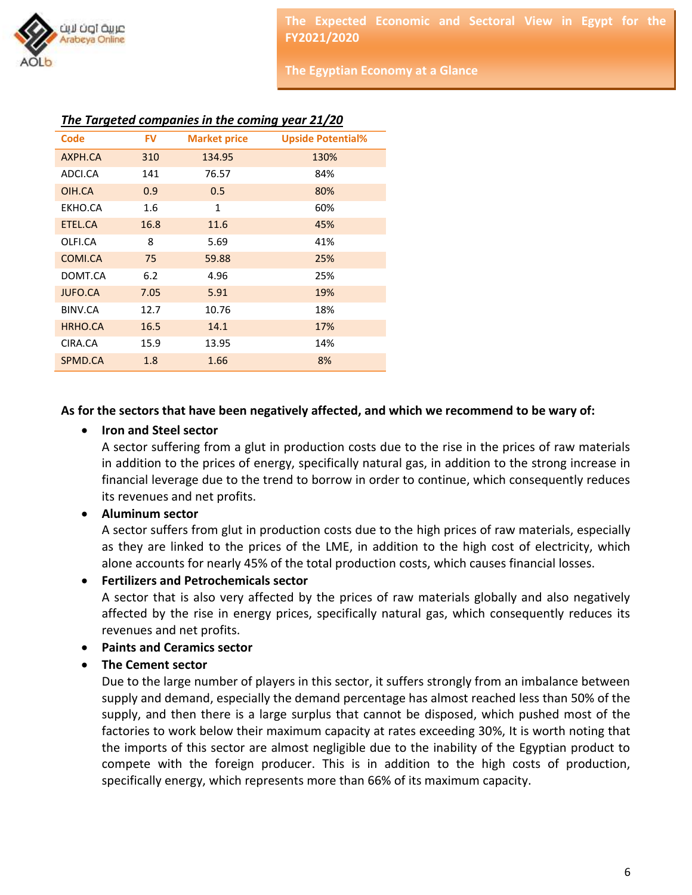***The Targeted companies in the coming year 21/20***

| Code | FV | Market price | Upside Potential% |
|---|---|---|---|
| AXPH.CA | 310 | 134.95 | 130% |
| ADCI.CA | 141 | 76.57 | 84% |
| OIH.CA | 0.9 | 0.5 | 80% |
| EKHO.CA | 1.6 | 1 | 60% |
| ETEL.CA | 16.8 | 11.6 | 45% |
| OLFI.CA | 8 | 5.69 | 41% |
| COMI.CA | 75 | 59.88 | 25% |
| DOMT.CA | 6.2 | 4.96 | 25% |
| JUFO.CA | 7.05 | 5.91 | 19% |
| BINV.CA | 12.7 | 10.76 | 18% |
| HRHO.CA | 16.5 | 14.1 | 17% |
| CIRA.CA | 15.9 | 13.95 | 14% |
| SPMD.CA | 1.8 | 1.66 | 8% |

**As for the sectors that have been negatively affected, and which we recommend to be wary of:**

- **Iron and Steel sector**
  A sector suffering from a glut in production costs due to the rise in the prices of raw materials in addition to the prices of energy, specifically natural gas, in addition to the strong increase in financial leverage due to the trend to borrow in order to continue, which consequently reduces its revenues and net profits.
- **Aluminum sector**
  A sector suffers from glut in production costs due to the high prices of raw materials, especially as they are linked to the prices of the LME, in addition to the high cost of electricity, which alone accounts for nearly 45% of the total production costs, which causes financial losses.
- **Fertilizers and Petrochemicals sector**
  A sector that is also very affected by the prices of raw materials globally and also negatively affected by the rise in energy prices, specifically natural gas, which consequently reduces its revenues and net profits.
- **Paints and Ceramics sector**
- **The Cement sector**
  Due to the large number of players in this sector, it suffers strongly from an imbalance between supply and demand, especially the demand percentage has almost reached less than 50% of the supply, and then there is a large surplus that cannot be disposed, which pushed most of the factories to work below their maximum capacity at rates exceeding 30%, It is worth noting that the imports of this sector are almost negligible due to the inability of the Egyptian product to compete with the foreign producer. This is in addition to the high costs of production, specifically energy, which represents more than 66% of its maximum capacity.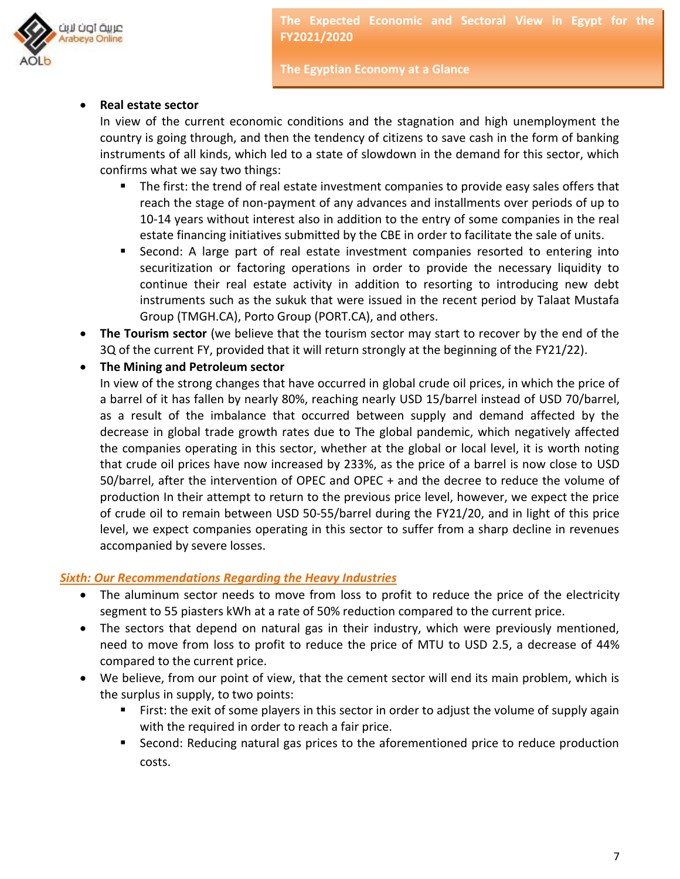- **Real estate sector**

  In view of the current economic conditions and the stagnation and high unemployment the country is going through, and then the tendency of citizens to save cash in the form of banking instruments of all kinds, which led to a state of slowdown in the demand for this sector, which confirms what we say two things:

  - The first: the trend of real estate investment companies to provide easy sales offers that reach the stage of non-payment of any advances and installments over periods of up to 10-14 years without interest also in addition to the entry of some companies in the real estate financing initiatives submitted by the CBE in order to facilitate the sale of units.
  - Second: A large part of real estate investment companies resorted to entering into securitization or factoring operations in order to provide the necessary liquidity to continue their real estate activity in addition to resorting to introducing new debt instruments such as the sukuk that were issued in the recent period by Talaat Mustafa Group (TMGH.CA), Porto Group (PORT.CA), and others.

- **The Tourism sector** (we believe that the tourism sector may start to recover by the end of the 3Q of the current FY, provided that it will return strongly at the beginning of the FY21/22).
- **The Mining and Petroleum sector**

  In view of the strong changes that have occurred in global crude oil prices, in which the price of a barrel of it has fallen by nearly 80%, reaching nearly USD 15/barrel instead of USD 70/barrel, as a result of the imbalance that occurred between supply and demand affected by the decrease in global trade growth rates due to The global pandemic, which negatively affected the companies operating in this sector, whether at the global or local level, it is worth noting that crude oil prices have now increased by 233%, as the price of a barrel is now close to USD 50/barrel, after the intervention of OPEC and OPEC + and the decree to reduce the volume of production In their attempt to return to the previous price level, however, we expect the price of crude oil to remain between USD 50-55/barrel during the FY21/20, and in light of this price level, we expect companies operating in this sector to suffer from a sharp decline in revenues accompanied by severe losses.

***Sixth: Our Recommendations Regarding the Heavy Industries***

- The aluminum sector needs to move from loss to profit to reduce the price of the electricity segment to 55 piasters kWh at a rate of 50% reduction compared to the current price.
- The sectors that depend on natural gas in their industry, which were previously mentioned, need to move from loss to profit to reduce the price of MTU to USD 2.5, a decrease of 44% compared to the current price.
- We believe, from our point of view, that the cement sector will end its main problem, which is the surplus in supply, to two points:
  - First: the exit of some players in this sector in order to adjust the volume of supply again with the required in order to reach a fair price.
  - Second: Reducing natural gas prices to the aforementioned price to reduce production costs.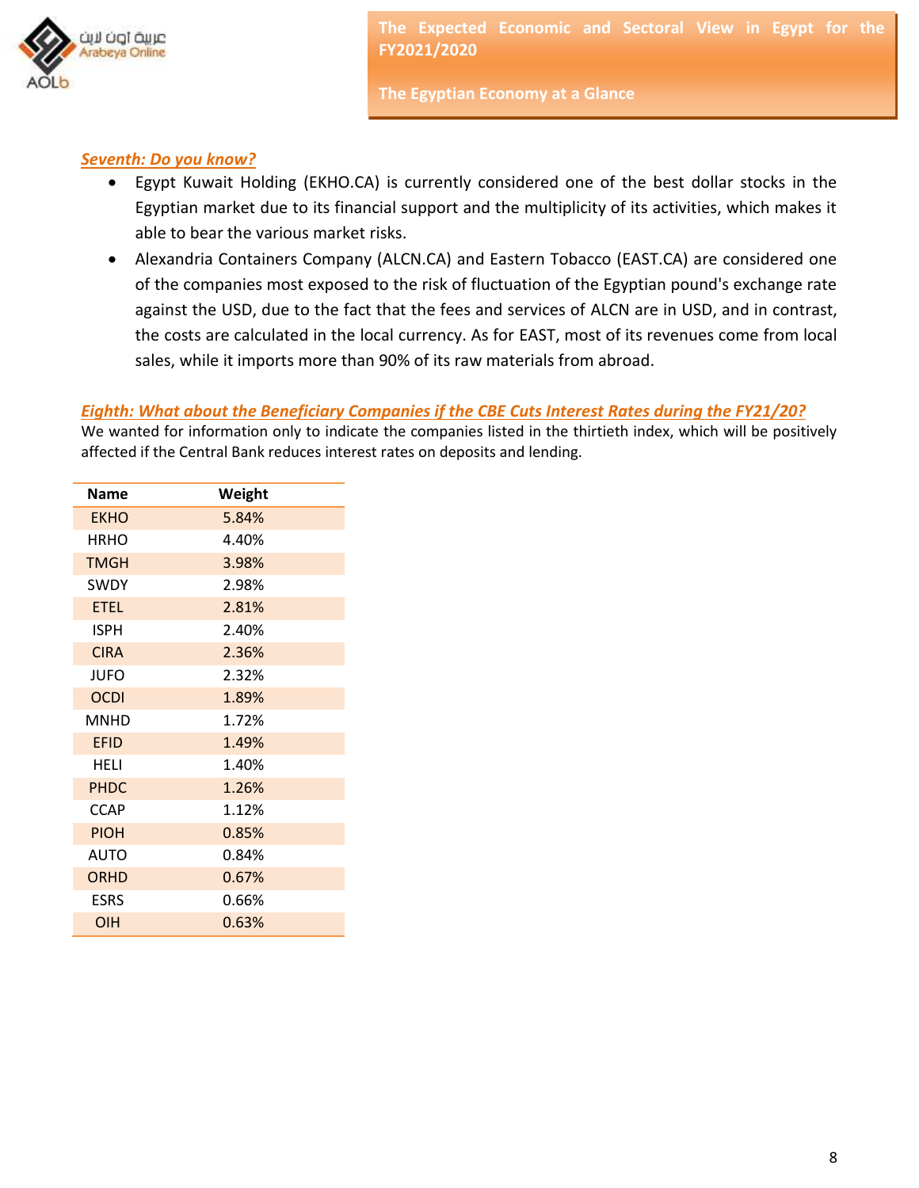## Seventh: Do you know?

- Egypt Kuwait Holding (EKHO.CA) is currently considered one of the best dollar stocks in the Egyptian market due to its financial support and the multiplicity of its activities, which makes it able to bear the various market risks.
- Alexandria Containers Company (ALCN.CA) and Eastern Tobacco (EAST.CA) are considered one of the companies most exposed to the risk of fluctuation of the Egyptian pound's exchange rate against the USD, due to the fact that the fees and services of ALCN are in USD, and in contrast, the costs are calculated in the local currency. As for EAST, most of its revenues come from local sales, while it imports more than 90% of its raw materials from abroad.

## Eighth: What about the Beneficiary Companies if the CBE Cuts Interest Rates during the FY21/20?

We wanted for information only to indicate the companies listed in the thirtieth index, which will be positively affected if the Central Bank reduces interest rates on deposits and lending.

| Name | Weight |
|---|---|
| EKHO | 5.84% |
| HRHO | 4.40% |
| TMGH | 3.98% |
| SWDY | 2.98% |
| ETEL | 2.81% |
| ISPH | 2.40% |
| CIRA | 2.36% |
| JUFO | 2.32% |
| OCDI | 1.89% |
| MNHD | 1.72% |
| EFID | 1.49% |
| HELI | 1.40% |
| PHDC | 1.26% |
| CCAP | 1.12% |
| PIOH | 0.85% |
| AUTO | 0.84% |
| ORHD | 0.67% |
| ESRS | 0.66% |
| OIH | 0.63% |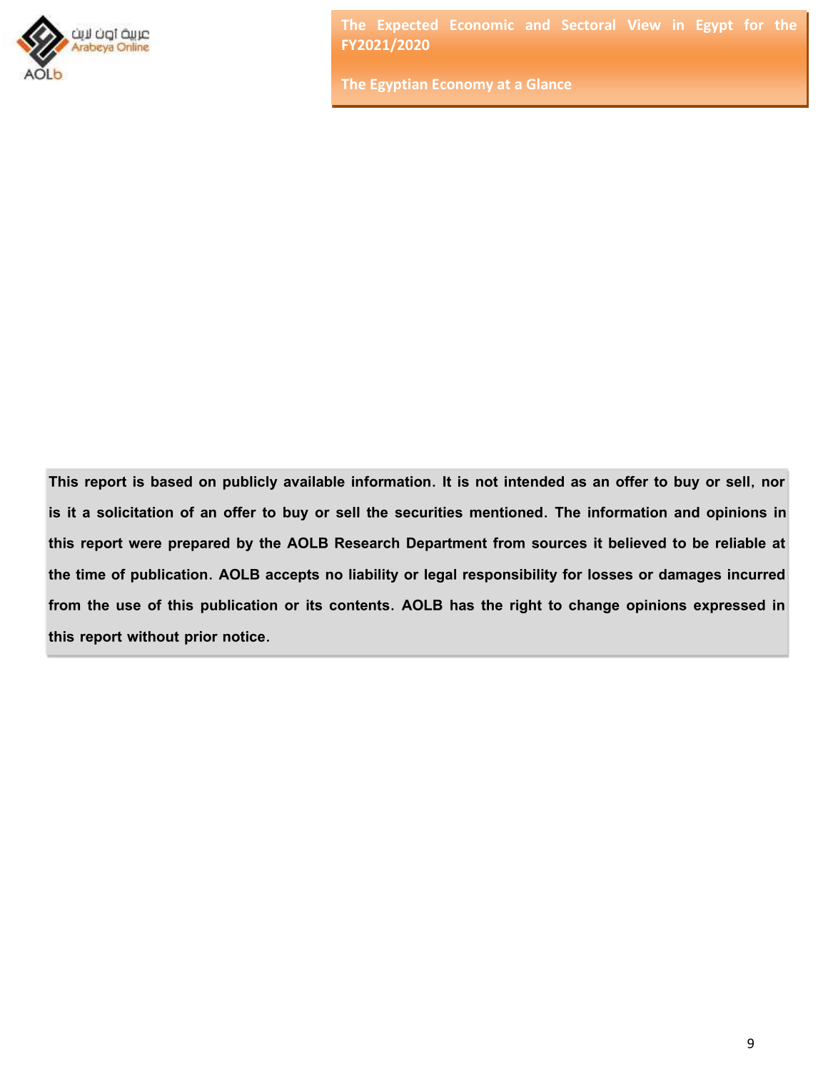**This report is based on publicly available information. It is not intended as an offer to buy or sell, nor is it a solicitation of an offer to buy or sell the securities mentioned. The information and opinions in this report were prepared by the AOLB Research Department from sources it believed to be reliable at the time of publication. AOLB accepts no liability or legal responsibility for losses or damages incurred from the use of this publication or its contents. AOLB has the right to change opinions expressed in this report without prior notice.**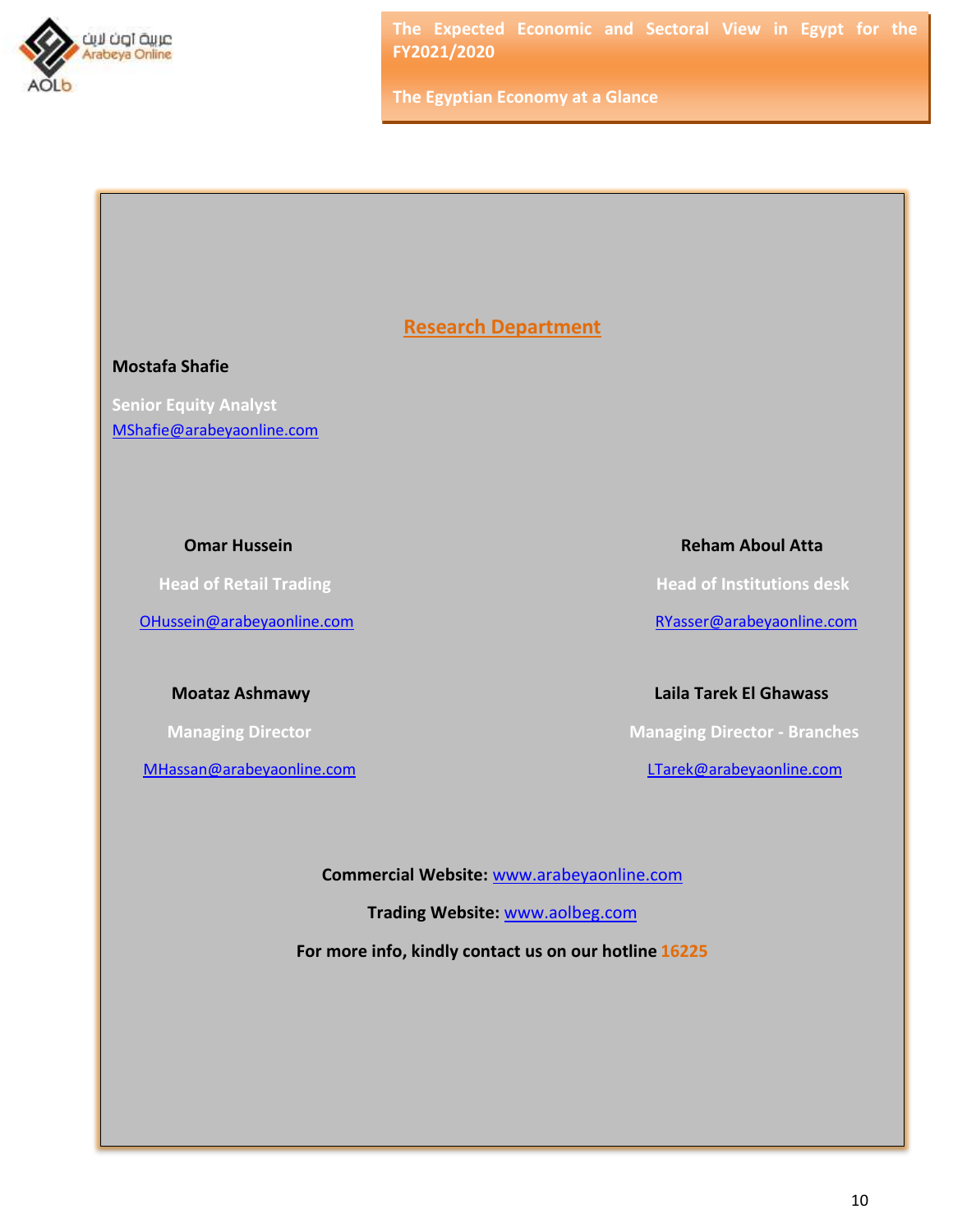## Research Department

**Mostafa Shafie**

Senior Equity Analyst
MShafie@arabeyaonline.com

**Omar Hussein**

Head of Retail Trading

OHussein@arabeyaonline.com

**Reham Aboul Atta**

Head of Institutions desk

RYasser@arabeyaonline.com

**Moataz Ashmawy**

Managing Director

MHassan@arabeyaonline.com

**Laila Tarek El Ghawass**

Managing Director - Branches

LTarek@arabeyaonline.com

**Commercial Website:** www.arabeyaonline.com

**Trading Website:** www.aolbeg.com

**For more info, kindly contact us on our hotline 16225**